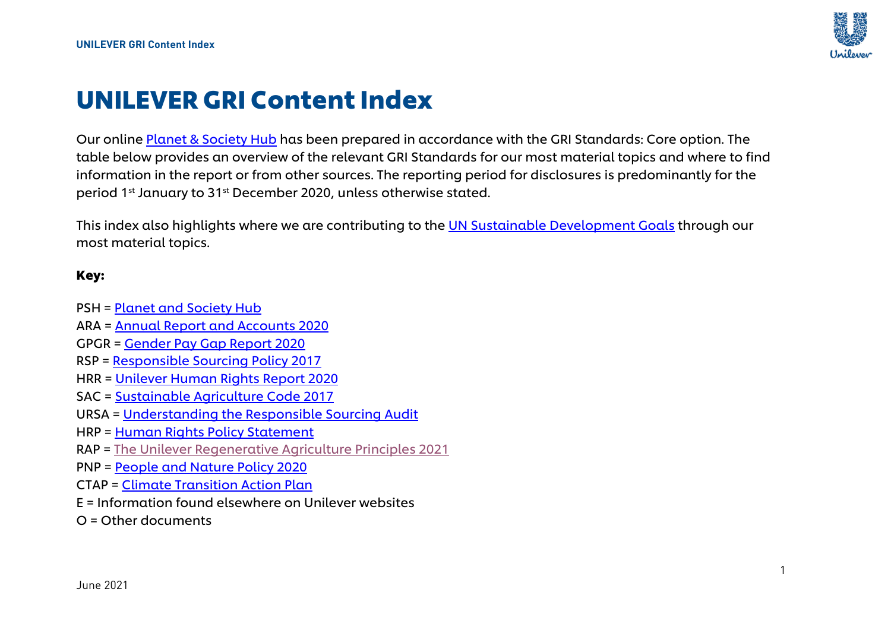# UNILEVER GRI Content Index

Our online Planet & Society Hub has been prepared in accordance with the GRI Standards: Core option. The table below provides an overview of the relevant GRI Standards for our most material topics and where to find information in the report or from other sources. The reporting period for disclosures is predominantly for the period 1st January to 31st December 2020, unless otherwise stated.

This index also highlights where we are contributing to the UN Sustainable Development Goals through our most material topics.

**Key:**

PSH = Planet and Society Hub  
ARA = Annual Report and Accounts 2020  
GPGR = Gender Pay Gap Report 2020  
RSP = Responsible Sourcing Policy 2017  
HRR = Unilever Human Rights Report 2020  
SAC = Sustainable Agriculture Code 2017  
URSA = Understanding the Responsible Sourcing Audit  
HRP = Human Rights Policy Statement  
RAP = The Unilever Regenerative Agriculture Principles 2021  
PNP = People and Nature Policy 2020  
CTAP = Climate Transition Action Plan  
E = Information found elsewhere on Unilever websites  
O = Other documents

June 2021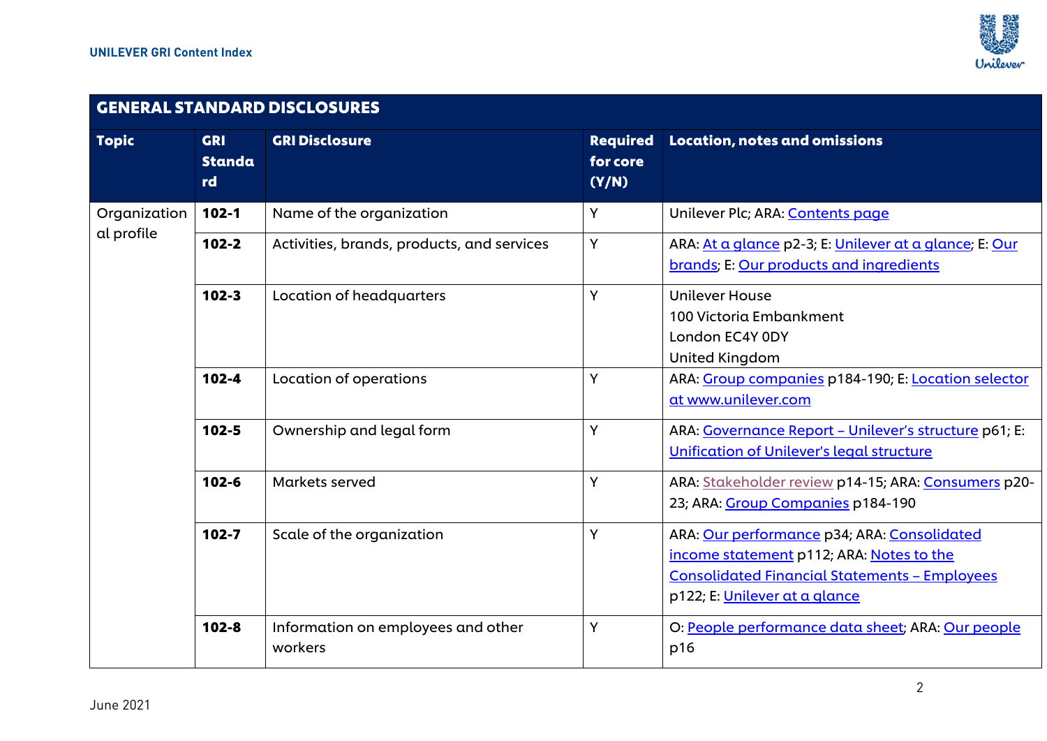## GENERAL STANDARD DISCLOSURES

| Topic | GRI Standard | GRI Disclosure | Required for core (Y/N) | Location, notes and omissions |
|---|---|---|---|---|
| Organizational profile | **102-1** | Name of the organization | Y | Unilever Plc; ARA: Contents page |
| | **102-2** | Activities, brands, products, and services | Y | ARA: At a glance p2-3; E: Unilever at a glance; E: Our brands; E: Our products and ingredients |
| | **102-3** | Location of headquarters | Y | Unilever House 100 Victoria Embankment London EC4Y 0DY United Kingdom |
| | **102-4** | Location of operations | Y | ARA: Group companies p184-190; E: Location selector at www.unilever.com |
| | **102-5** | Ownership and legal form | Y | ARA: Governance Report – Unilever's structure p61; E: Unification of Unilever's legal structure |
| | **102-6** | Markets served | Y | ARA: Stakeholder review p14-15; ARA: Consumers p20-23; ARA: Group Companies p184-190 |
| | **102-7** | Scale of the organization | Y | ARA: Our performance p34; ARA: Consolidated income statement p112; ARA: Notes to the Consolidated Financial Statements – Employees p122; E: Unilever at a glance |
| | **102-8** | Information on employees and other workers | Y | O: People performance data sheet; ARA: Our people p16 |

June 2021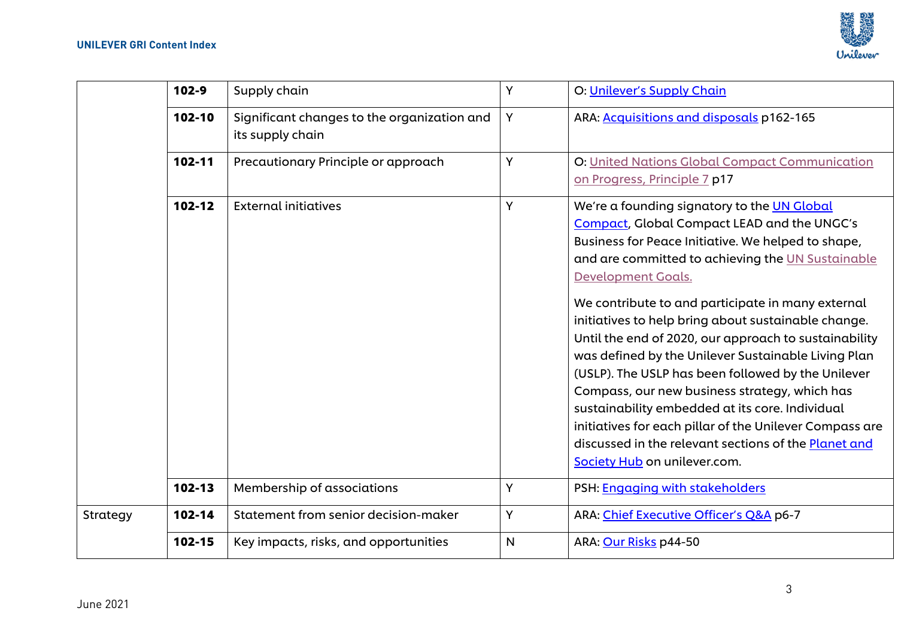| | | | | |
|---|---|---|---|---|
| | **102-9** | Supply chain | Y | O: Unilever's Supply Chain |
| | **102-10** | Significant changes to the organization and its supply chain | Y | ARA: Acquisitions and disposals p162-165 |
| | **102-11** | Precautionary Principle or approach | Y | O: United Nations Global Compact Communication on Progress, Principle 7 p17 |
| | **102-12** | External initiatives | Y | We're a founding signatory to the UN Global Compact, Global Compact LEAD and the UNGC's Business for Peace Initiative. We helped to shape, and are committed to achieving the UN Sustainable Development Goals.<br><br>We contribute to and participate in many external initiatives to help bring about sustainable change. Until the end of 2020, our approach to sustainability was defined by the Unilever Sustainable Living Plan (USLP). The USLP has been followed by the Unilever Compass, our new business strategy, which has sustainability embedded at its core. Individual initiatives for each pillar of the Unilever Compass are discussed in the relevant sections of the Planet and Society Hub on unilever.com. |
| | **102-13** | Membership of associations | Y | PSH: Engaging with stakeholders |
| Strategy | **102-14** | Statement from senior decision-maker | Y | ARA: Chief Executive Officer's Q&A p6-7 |
| | **102-15** | Key impacts, risks, and opportunities | N | ARA: Our Risks p44-50 |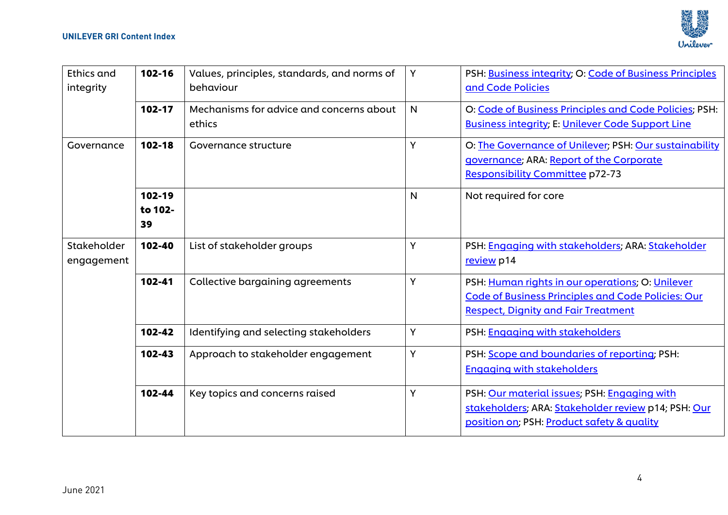| Ethics and integrity | **102-16** | Values, principles, standards, and norms of behaviour | Y | PSH: Business integrity; O: Code of Business Principles and Code Policies |
|---|---|---|---|---|
| | **102-17** | Mechanisms for advice and concerns about ethics | N | O: Code of Business Principles and Code Policies; PSH: Business integrity; E: Unilever Code Support Line |
| Governance | **102-18** | Governance structure | Y | O: The Governance of Unilever; PSH: Our sustainability governance; ARA: Report of the Corporate Responsibility Committee p72-73 |
| | **102-19 to 102-39** | | N | Not required for core |
| Stakeholder engagement | **102-40** | List of stakeholder groups | Y | PSH: Engaging with stakeholders; ARA: Stakeholder review p14 |
| | **102-41** | Collective bargaining agreements | Y | PSH: Human rights in our operations; O: Unilever Code of Business Principles and Code Policies: Our Respect, Dignity and Fair Treatment |
| | **102-42** | Identifying and selecting stakeholders | Y | PSH: Engaging with stakeholders |
| | **102-43** | Approach to stakeholder engagement | Y | PSH: Scope and boundaries of reporting; PSH: Engaging with stakeholders |
| | **102-44** | Key topics and concerns raised | Y | PSH: Our material issues; PSH: Engaging with stakeholders; ARA: Stakeholder review p14; PSH: Our position on; PSH: Product safety & quality |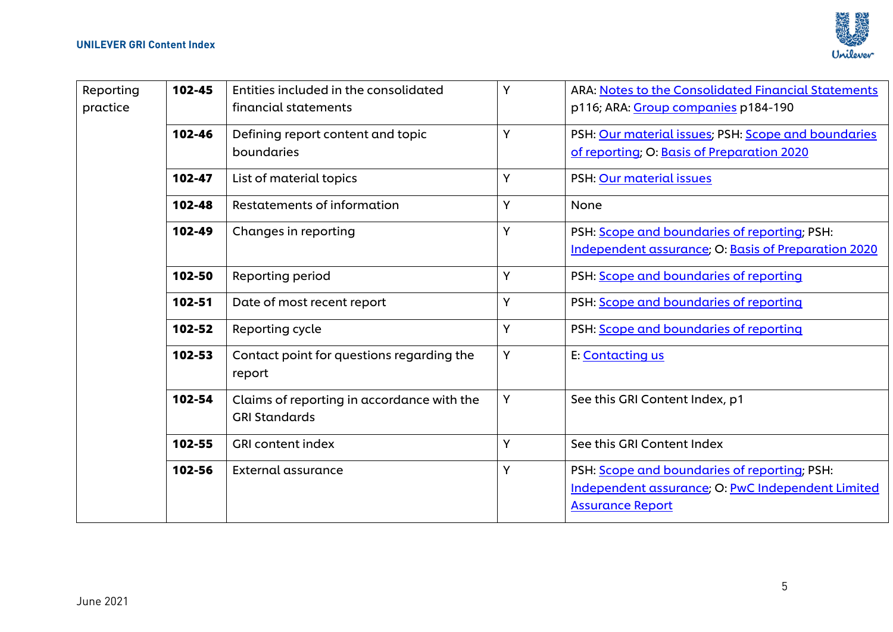| Reporting practice | **102-45** | Entities included in the consolidated financial statements | Y | ARA: Notes to the Consolidated Financial Statements p116; ARA: Group companies p184-190 |
|---|---|---|---|---|
| | **102-46** | Defining report content and topic boundaries | Y | PSH: Our material issues; PSH: Scope and boundaries of reporting; O: Basis of Preparation 2020 |
| | **102-47** | List of material topics | Y | PSH: Our material issues |
| | **102-48** | Restatements of information | Y | None |
| | **102-49** | Changes in reporting | Y | PSH: Scope and boundaries of reporting; PSH: Independent assurance; O: Basis of Preparation 2020 |
| | **102-50** | Reporting period | Y | PSH: Scope and boundaries of reporting |
| | **102-51** | Date of most recent report | Y | PSH: Scope and boundaries of reporting |
| | **102-52** | Reporting cycle | Y | PSH: Scope and boundaries of reporting |
| | **102-53** | Contact point for questions regarding the report | Y | E: Contacting us |
| | **102-54** | Claims of reporting in accordance with the GRI Standards | Y | See this GRI Content Index, p1 |
| | **102-55** | GRI content index | Y | See this GRI Content Index |
| | **102-56** | External assurance | Y | PSH: Scope and boundaries of reporting; PSH: Independent assurance; O: PwC Independent Limited Assurance Report |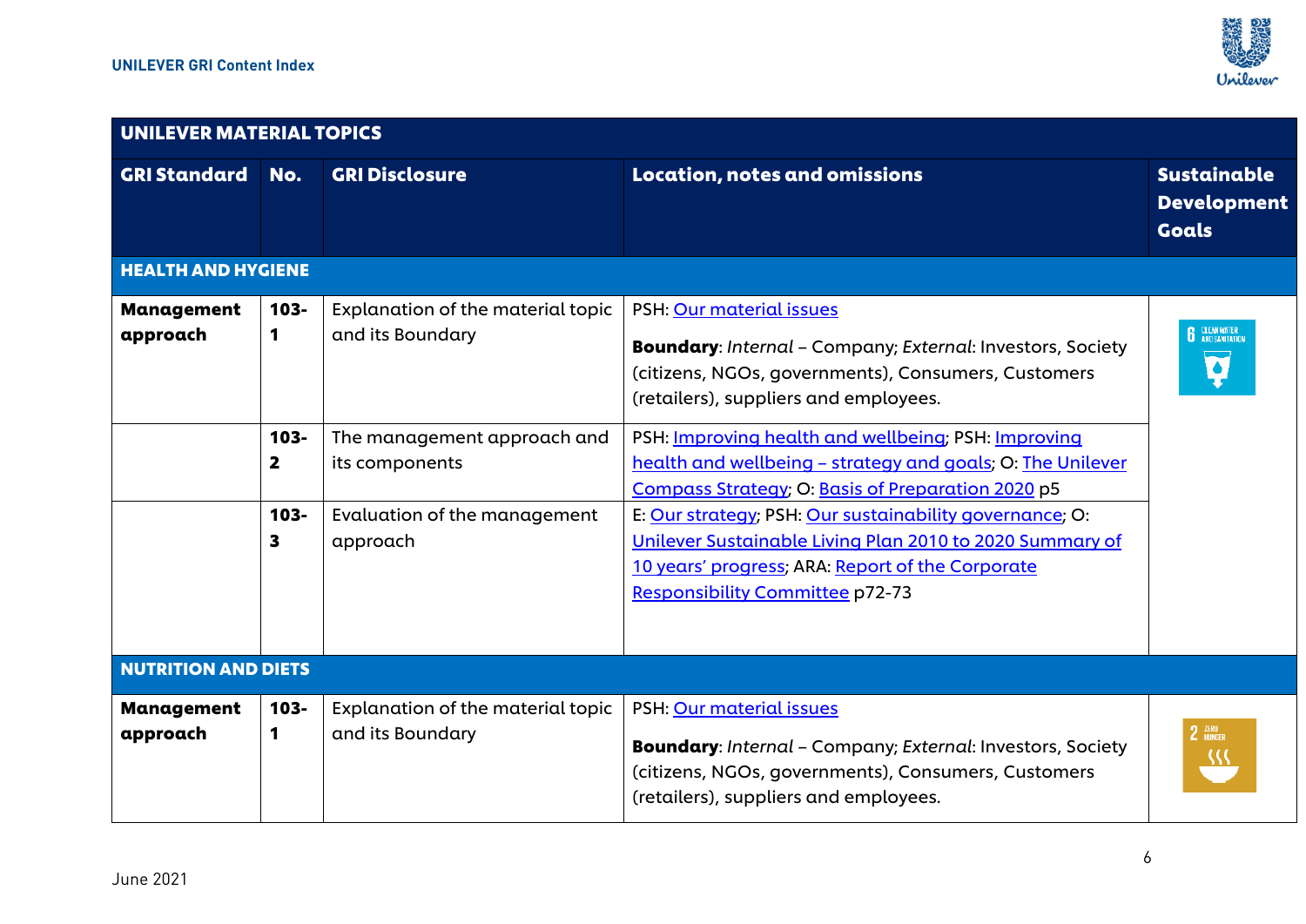| UNILEVER MATERIAL TOPICS | | | | |
|---|---|---|---|---|
| **GRI Standard** | **No.** | **GRI Disclosure** | **Location, notes and omissions** | **Sustainable Development Goals** |
| **HEALTH AND HYGIENE** | | | | |
| **Management approach** | **103-1** | Explanation of the material topic and its Boundary | PSH: Our material issues<br>**Boundary**: *Internal* – Company; *External*: Investors, Society (citizens, NGOs, governments), Consumers, Customers (retailers), suppliers and employees. | 6 CLEAN WATER AND SANITATION |
| | **103-2** | The management approach and its components | PSH: Improving health and wellbeing; PSH: Improving health and wellbeing – strategy and goals; O: The Unilever Compass Strategy; O: Basis of Preparation 2020 p5 | |
| | **103-3** | Evaluation of the management approach | E: Our strategy; PSH: Our sustainability governance; O: Unilever Sustainable Living Plan 2010 to 2020 Summary of 10 years' progress; ARA: Report of the Corporate Responsibility Committee p72-73 | |
| **NUTRITION AND DIETS** | | | | |
| **Management approach** | **103-1** | Explanation of the material topic and its Boundary | PSH: Our material issues<br>**Boundary**: *Internal* – Company; *External*: Investors, Society (citizens, NGOs, governments), Consumers, Customers (retailers), suppliers and employees. | 2 ZERO HUNGER |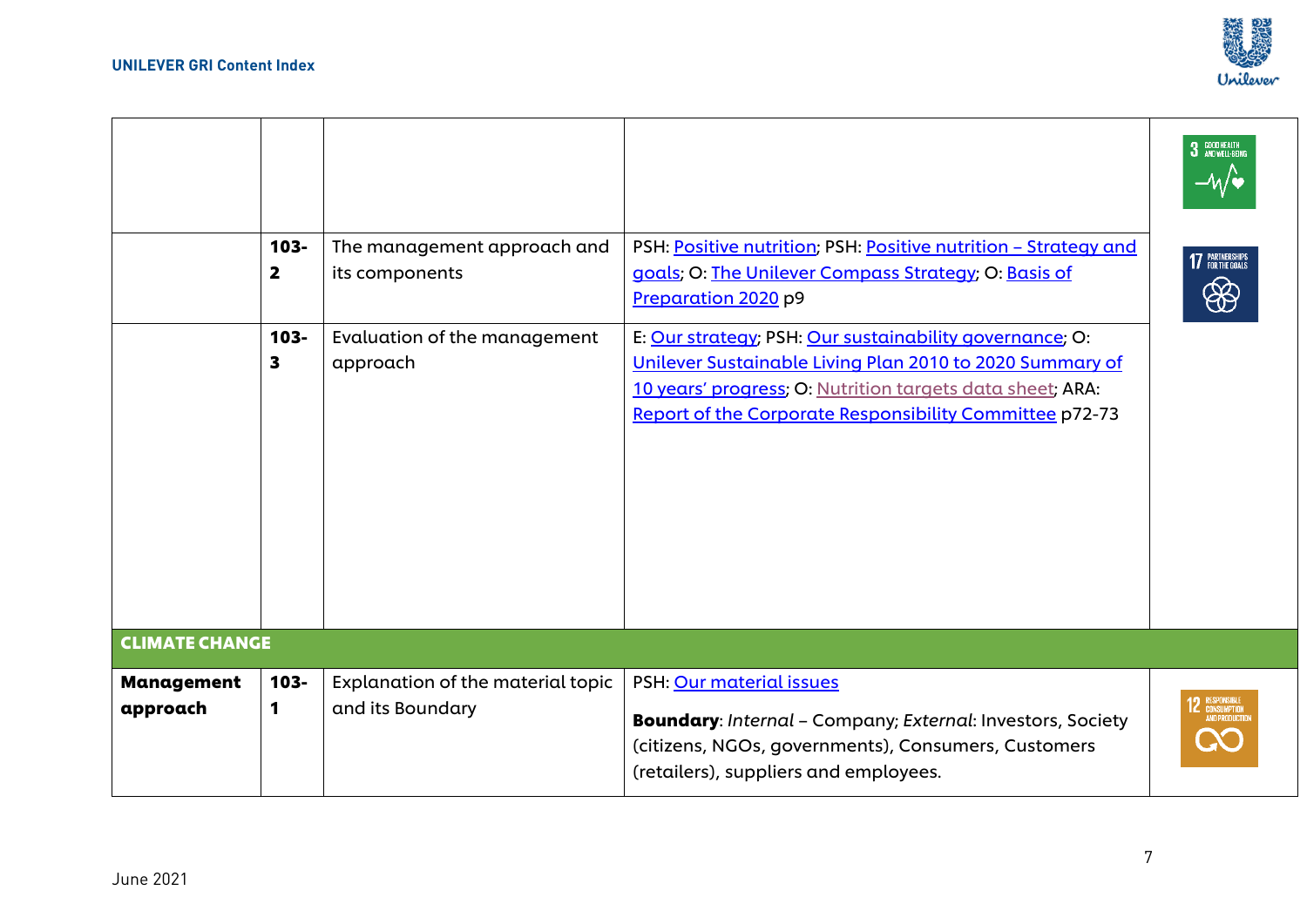| | | | | |
|---|---|---|---|---|
| | | | | |
| | **103-2** | The management approach and its components | PSH: Positive nutrition; PSH: Positive nutrition – Strategy and goals; O: The Unilever Compass Strategy; O: Basis of Preparation 2020 p9 | |
| | **103-3** | Evaluation of the management approach | E: Our strategy; PSH: Our sustainability governance; O: Unilever Sustainable Living Plan 2010 to 2020 Summary of 10 years' progress; O: Nutrition targets data sheet; ARA: Report of the Corporate Responsibility Committee p72-73 | |
| **CLIMATE CHANGE** | | | | |
| **Management approach** | **103-1** | Explanation of the material topic and its Boundary | PSH: Our material issues<br><br>**Boundary**: *Internal* – Company; *External*: Investors, Society (citizens, NGOs, governments), Consumers, Customers (retailers), suppliers and employees. | |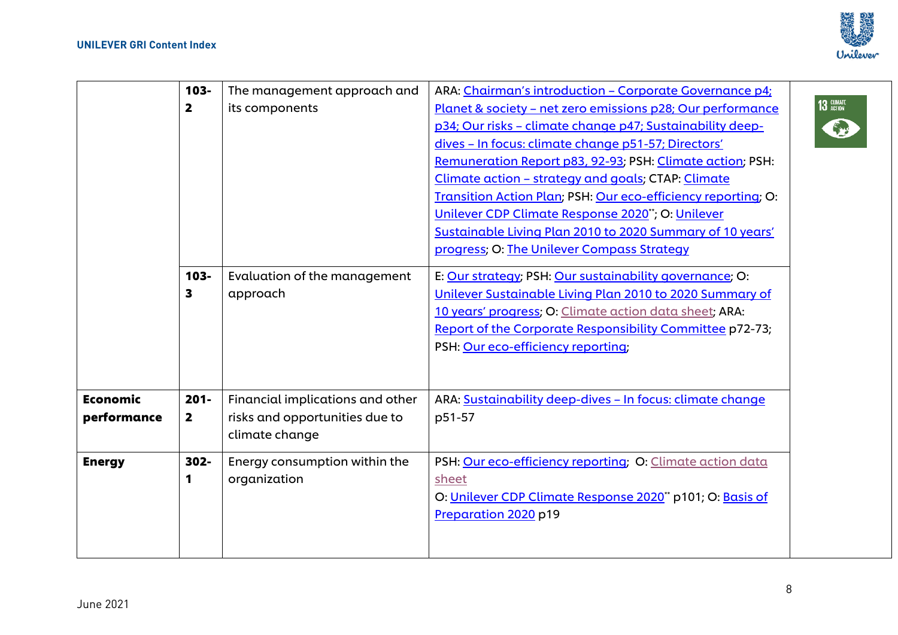| | | | | |
|---|---|---|---|---|
| | 103-2 | The management approach and its components | ARA: Chairman's introduction – Corporate Governance p4; Planet & society – net zero emissions p28; Our performance p34; Our risks – climate change p47; Sustainability deep-dives – In focus: climate change p51-57; Directors' Remuneration Report p83, 92-93; PSH: Climate action; PSH: Climate action – strategy and goals; CTAP: Climate Transition Action Plan; PSH: Our eco-efficiency reporting; O: Unilever CDP Climate Response 2020**; O: Unilever Sustainable Living Plan 2010 to 2020 Summary of 10 years' progress; O: The Unilever Compass Strategy | 13 CLIMATE ACTION |
| | 103-3 | Evaluation of the management approach | E: Our strategy; PSH: Our sustainability governance; O: Unilever Sustainable Living Plan 2010 to 2020 Summary of 10 years' progress; O: Climate action data sheet; ARA: Report of the Corporate Responsibility Committee p72-73; PSH: Our eco-efficiency reporting; | |
| **Economic performance** | 201-2 | Financial implications and other risks and opportunities due to climate change | ARA: Sustainability deep-dives – In focus: climate change p51-57 | |
| **Energy** | 302-1 | Energy consumption within the organization | PSH: Our eco-efficiency reporting; O: Climate action data sheet<br>O: Unilever CDP Climate Response 2020** p101; O: Basis of Preparation 2020 p19 | |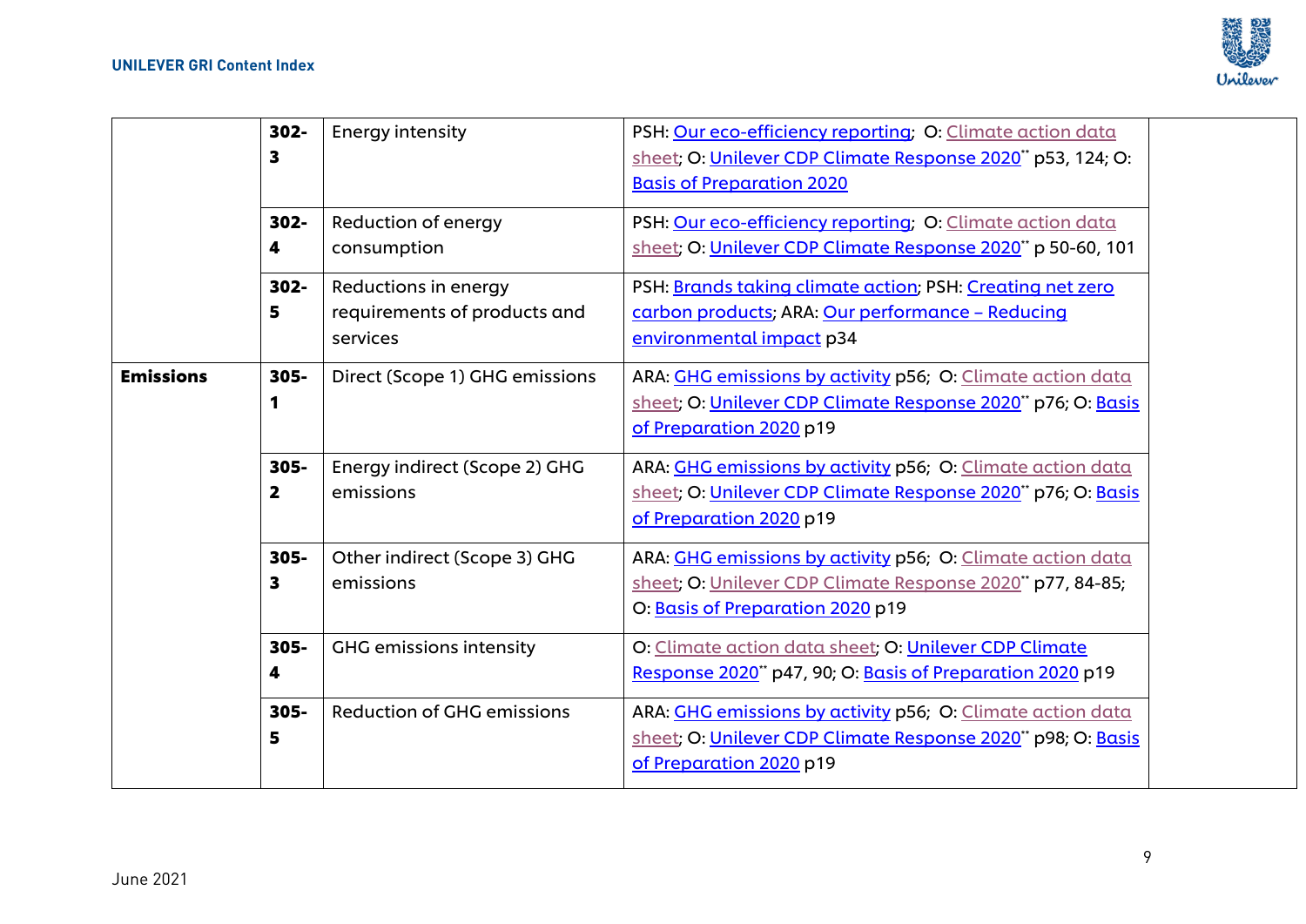| | | | | |
|---|---|---|---|---|
| | 302-3 | Energy intensity | PSH: Our eco-efficiency reporting; O: Climate action data sheet; O: Unilever CDP Climate Response 2020** p53, 124; O: Basis of Preparation 2020 | |
| | 302-4 | Reduction of energy consumption | PSH: Our eco-efficiency reporting; O: Climate action data sheet; O: Unilever CDP Climate Response 2020** p 50-60, 101 | |
| | 302-5 | Reductions in energy requirements of products and services | PSH: Brands taking climate action; PSH: Creating net zero carbon products; ARA: Our performance – Reducing environmental impact p34 | |
| **Emissions** | 305-1 | Direct (Scope 1) GHG emissions | ARA: GHG emissions by activity p56; O: Climate action data sheet; O: Unilever CDP Climate Response 2020** p76; O: Basis of Preparation 2020 p19 | |
| | 305-2 | Energy indirect (Scope 2) GHG emissions | ARA: GHG emissions by activity p56; O: Climate action data sheet; O: Unilever CDP Climate Response 2020** p76; O: Basis of Preparation 2020 p19 | |
| | 305-3 | Other indirect (Scope 3) GHG emissions | ARA: GHG emissions by activity p56; O: Climate action data sheet; O: Unilever CDP Climate Response 2020** p77, 84-85; O: Basis of Preparation 2020 p19 | |
| | 305-4 | GHG emissions intensity | O: Climate action data sheet; O: Unilever CDP Climate Response 2020** p47, 90; O: Basis of Preparation 2020 p19 | |
| | 305-5 | Reduction of GHG emissions | ARA: GHG emissions by activity p56; O: Climate action data sheet; O: Unilever CDP Climate Response 2020** p98; O: Basis of Preparation 2020 p19 | |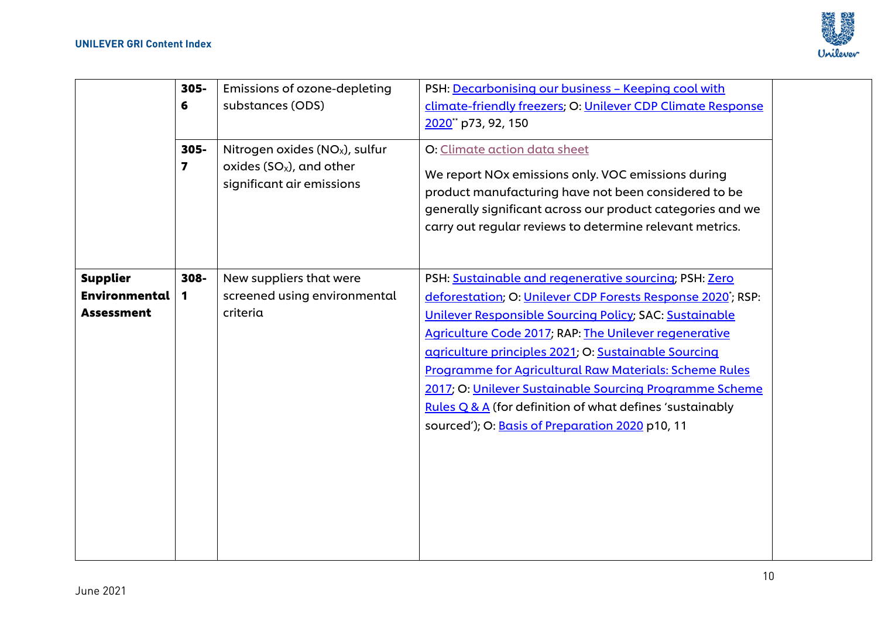| | | | | |
|---|---|---|---|---|
| | 305-6 | Emissions of ozone-depleting substances (ODS) | PSH: Decarbonising our business – Keeping cool with climate-friendly freezers; O: Unilever CDP Climate Response 2020** p73, 92, 150 | |
| | 305-7 | Nitrogen oxides ($NO_X$), sulfur oxides ($SO_X$), and other significant air emissions | O: Climate action data sheet<br><br>We report NOx emissions only. VOC emissions during product manufacturing have not been considered to be generally significant across our product categories and we carry out regular reviews to determine relevant metrics. | |
| **Supplier Environmental Assessment** | 308-1 | New suppliers that were screened using environmental criteria | PSH: Sustainable and regenerative sourcing; PSH: Zero deforestation; O: Unilever CDP Forests Response 2020*; RSP: Unilever Responsible Sourcing Policy; SAC: Sustainable Agriculture Code 2017; RAP: The Unilever regenerative agriculture principles 2021; O: Sustainable Sourcing Programme for Agricultural Raw Materials: Scheme Rules 2017; O: Unilever Sustainable Sourcing Programme Scheme Rules Q & A (for definition of what defines 'sustainably sourced'); O: Basis of Preparation 2020 p10, 11 | |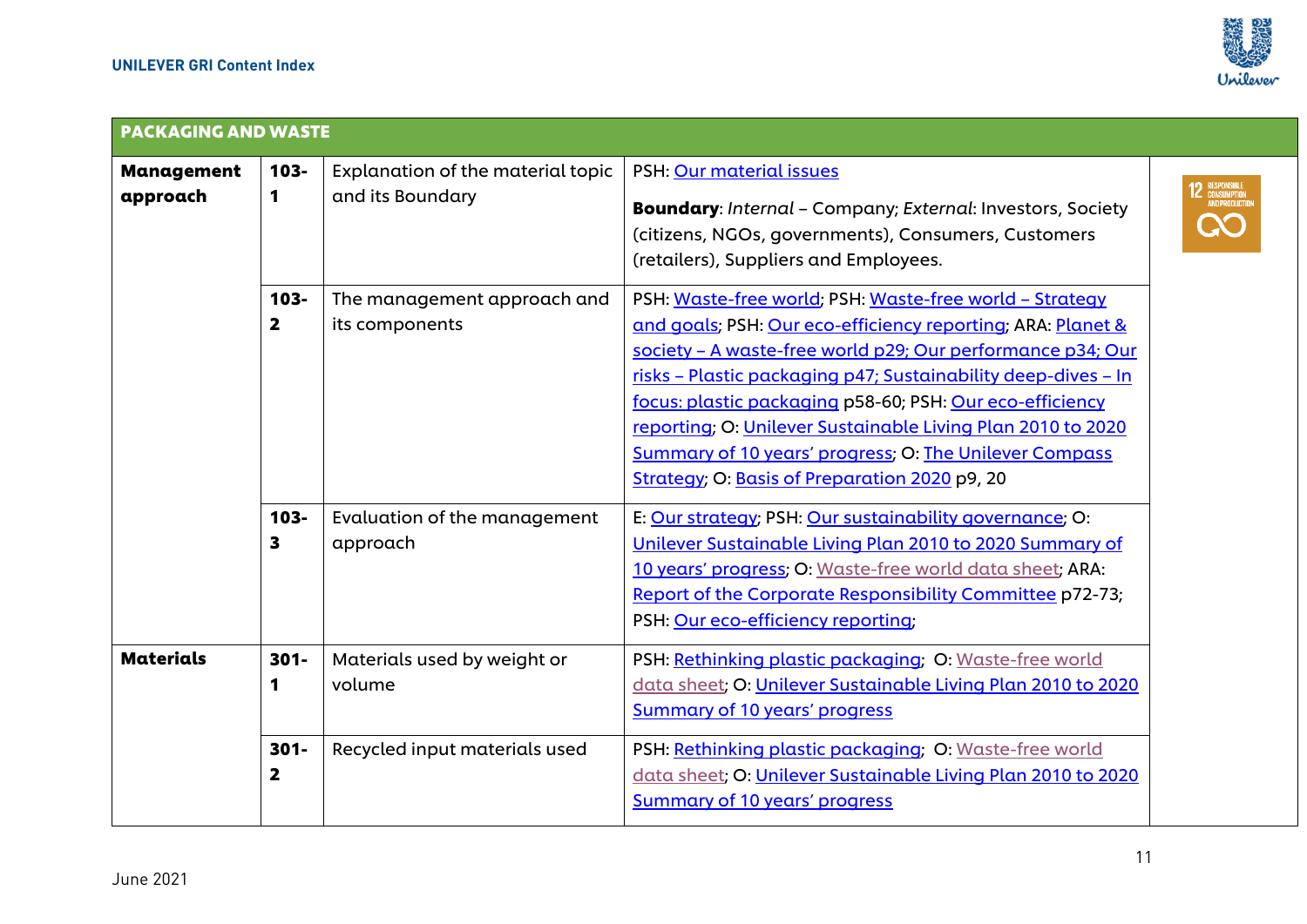| PACKAGING AND WASTE | | | | |
|---|---|---|---|---|
| **Management approach** | **103-1** | Explanation of the material topic and its Boundary | PSH: Our material issues<br><br>**Boundary**: *Internal* – Company; *External*: Investors, Society (citizens, NGOs, governments), Consumers, Customers (retailers), Suppliers and Employees. | 12 RESPONSIBLE CONSUMPTION AND PRODUCTION |
| | **103-2** | The management approach and its components | PSH: Waste-free world; PSH: Waste-free world – Strategy and goals; PSH: Our eco-efficiency reporting; ARA: Planet & society – A waste-free world p29; Our performance p34; Our risks – Plastic packaging p47; Sustainability deep-dives – In focus: plastic packaging p58-60; PSH: Our eco-efficiency reporting; O: Unilever Sustainable Living Plan 2010 to 2020 Summary of 10 years' progress; O: The Unilever Compass Strategy; O: Basis of Preparation 2020 p9, 20 | |
| | **103-3** | Evaluation of the management approach | E: Our strategy; PSH: Our sustainability governance; O: Unilever Sustainable Living Plan 2010 to 2020 Summary of 10 years' progress; O: Waste-free world data sheet; ARA: Report of the Corporate Responsibility Committee p72-73; PSH: Our eco-efficiency reporting; | |
| **Materials** | **301-1** | Materials used by weight or volume | PSH: Rethinking plastic packaging; O: Waste-free world data sheet; O: Unilever Sustainable Living Plan 2010 to 2020 Summary of 10 years' progress | |
| | **301-2** | Recycled input materials used | PSH: Rethinking plastic packaging; O: Waste-free world data sheet; O: Unilever Sustainable Living Plan 2010 to 2020 Summary of 10 years' progress | |

June 2021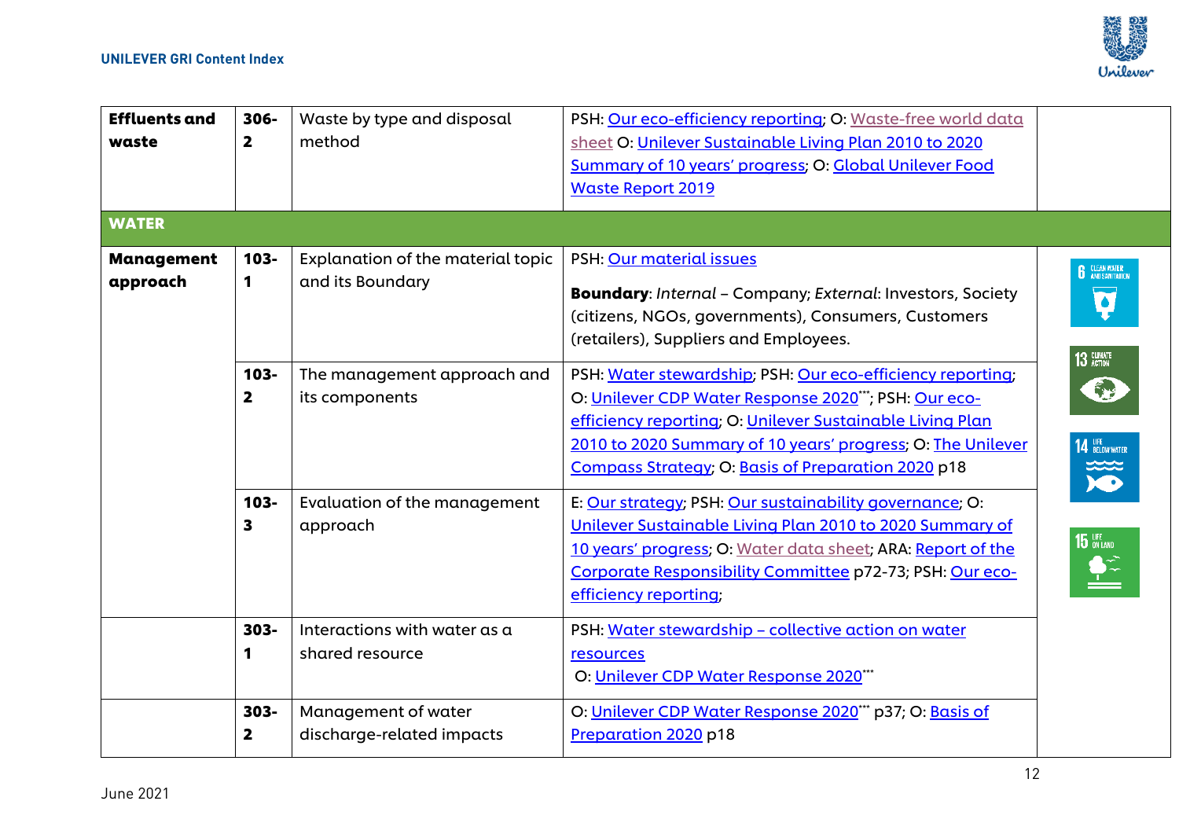| | | | | |
|---|---|---|---|---|
| **Effluents and waste** | **306-2** | Waste by type and disposal method | PSH: Our eco-efficiency reporting; O: Waste-free world data sheet O: Unilever Sustainable Living Plan 2010 to 2020 Summary of 10 years' progress; O: Global Unilever Food Waste Report 2019 | |
| **WATER** | | | | |
| **Management approach** | **103-1** | Explanation of the material topic and its Boundary | PSH: Our material issues<br><br>**Boundary**: *Internal* – Company; *External*: Investors, Society (citizens, NGOs, governments), Consumers, Customers (retailers), Suppliers and Employees. | 6 CLEAN WATER AND SANITATION; 13 CLIMATE ACTION; 14 LIFE BELOW WATER; 15 LIFE ON LAND |
| | **103-2** | The management approach and its components | PSH: Water stewardship; PSH: Our eco-efficiency reporting; O: Unilever CDP Water Response 2020***; PSH: Our eco-efficiency reporting; O: Unilever Sustainable Living Plan 2010 to 2020 Summary of 10 years' progress; O: The Unilever Compass Strategy; O: Basis of Preparation 2020 p18 | |
| | **103-3** | Evaluation of the management approach | E: Our strategy; PSH: Our sustainability governance; O: Unilever Sustainable Living Plan 2010 to 2020 Summary of 10 years' progress; O: Water data sheet; ARA: Report of the Corporate Responsibility Committee p72-73; PSH: Our eco-efficiency reporting; | |
| | **303-1** | Interactions with water as a shared resource | PSH: Water stewardship – collective action on water resources<br>O: Unilever CDP Water Response 2020*** | |
| | **303-2** | Management of water discharge-related impacts | O: Unilever CDP Water Response 2020*** p37; O: Basis of Preparation 2020 p18 | |

June 2021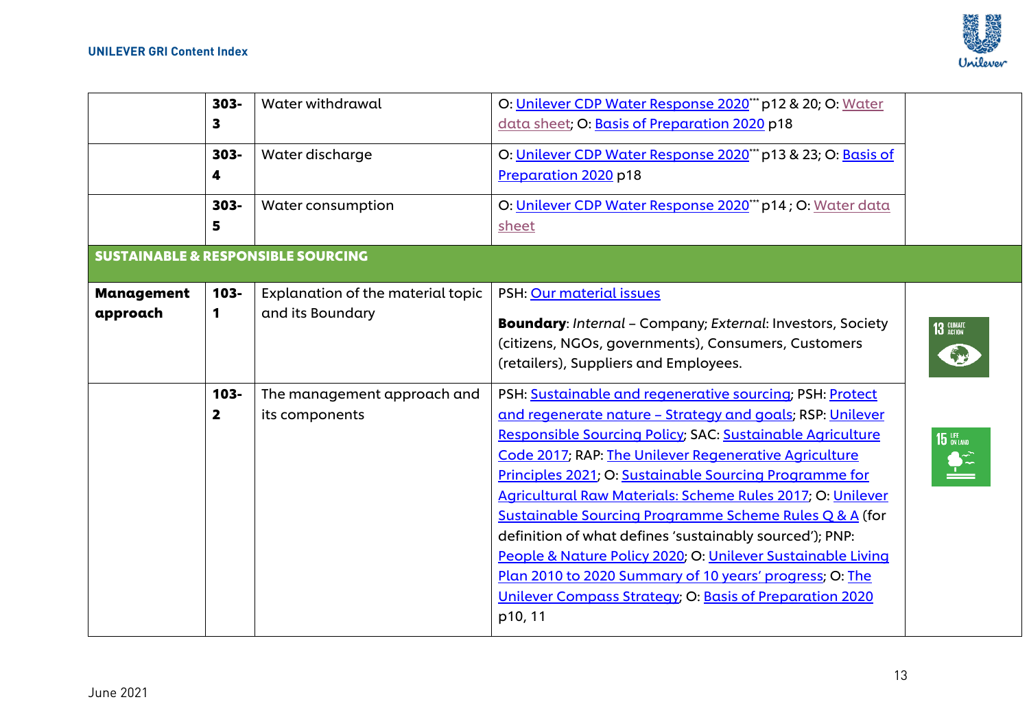| | | | | |
|---|---|---|---|---|
| | 303-3 | Water withdrawal | O: Unilever CDP Water Response 2020*** p12 & 20; O: Water data sheet; O: Basis of Preparation 2020 p18 | |
| | 303-4 | Water discharge | O: Unilever CDP Water Response 2020*** p13 & 23; O: Basis of Preparation 2020 p18 | |
| | 303-5 | Water consumption | O: Unilever CDP Water Response 2020*** p14 ; O: Water data sheet | |
| **SUSTAINABLE & RESPONSIBLE SOURCING** | | | | |
| **Management approach** | 103-1 | Explanation of the material topic and its Boundary | PSH: Our material issues<br>**Boundary**: *Internal* – Company; *External*: Investors, Society (citizens, NGOs, governments), Consumers, Customers (retailers), Suppliers and Employees. | 13 CLIMATE ACTION<br>15 LIFE ON LAND |
| | 103-2 | The management approach and its components | PSH: Sustainable and regenerative sourcing; PSH: Protect and regenerate nature – Strategy and goals; RSP: Unilever Responsible Sourcing Policy; SAC: Sustainable Agriculture Code 2017; RAP: The Unilever Regenerative Agriculture Principles 2021; O: Sustainable Sourcing Programme for Agricultural Raw Materials: Scheme Rules 2017; O: Unilever Sustainable Sourcing Programme Scheme Rules Q & A (for definition of what defines 'sustainably sourced'); PNP: People & Nature Policy 2020; O: Unilever Sustainable Living Plan 2010 to 2020 Summary of 10 years' progress; O: The Unilever Compass Strategy; O: Basis of Preparation 2020 p10, 11 | |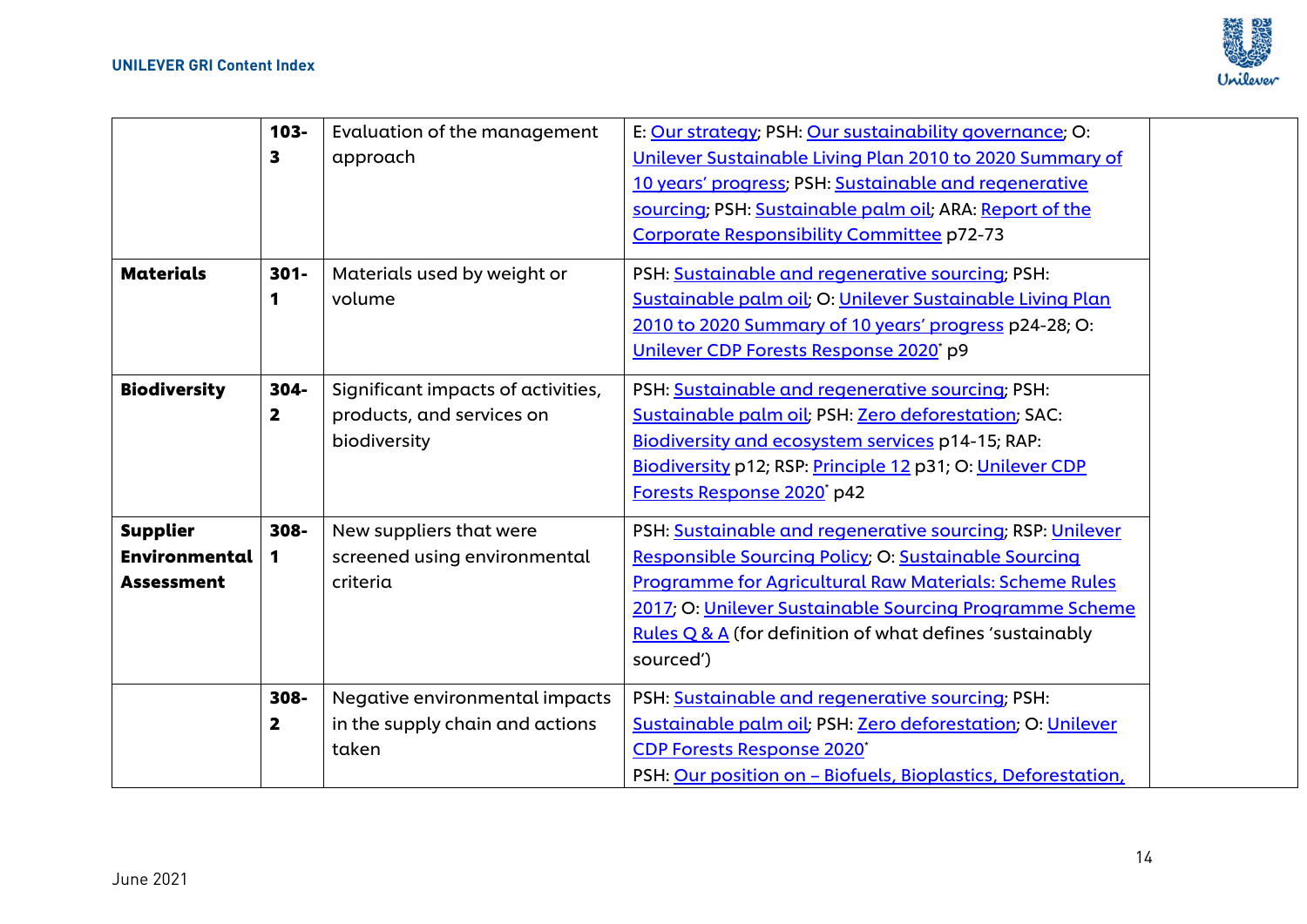| | | | | |
|---|---|---|---|---|
| | 103-3 | Evaluation of the management approach | E: Our strategy; PSH: Our sustainability governance; O: Unilever Sustainable Living Plan 2010 to 2020 Summary of 10 years' progress; PSH: Sustainable and regenerative sourcing; PSH: Sustainable palm oil; ARA: Report of the Corporate Responsibility Committee p72-73 | |
| **Materials** | 301-1 | Materials used by weight or volume | PSH: Sustainable and regenerative sourcing; PSH: Sustainable palm oil; O: Unilever Sustainable Living Plan 2010 to 2020 Summary of 10 years' progress p24-28; O: Unilever CDP Forests Response 2020* p9 | |
| **Biodiversity** | 304-2 | Significant impacts of activities, products, and services on biodiversity | PSH: Sustainable and regenerative sourcing; PSH: Sustainable palm oil; PSH: Zero deforestation; SAC: Biodiversity and ecosystem services p14-15; RAP: Biodiversity p12; RSP: Principle 12 p31; O: Unilever CDP Forests Response 2020* p42 | |
| **Supplier Environmental Assessment** | 308-1 | New suppliers that were screened using environmental criteria | PSH: Sustainable and regenerative sourcing; RSP: Unilever Responsible Sourcing Policy; O: Sustainable Sourcing Programme for Agricultural Raw Materials: Scheme Rules 2017; O: Unilever Sustainable Sourcing Programme Scheme Rules Q & A (for definition of what defines 'sustainably sourced') | |
| | 308-2 | Negative environmental impacts in the supply chain and actions taken | PSH: Sustainable and regenerative sourcing; PSH: Sustainable palm oil; PSH: Zero deforestation; O: Unilever CDP Forests Response 2020*<br>PSH: Our position on – Biofuels, Bioplastics, Deforestation, | |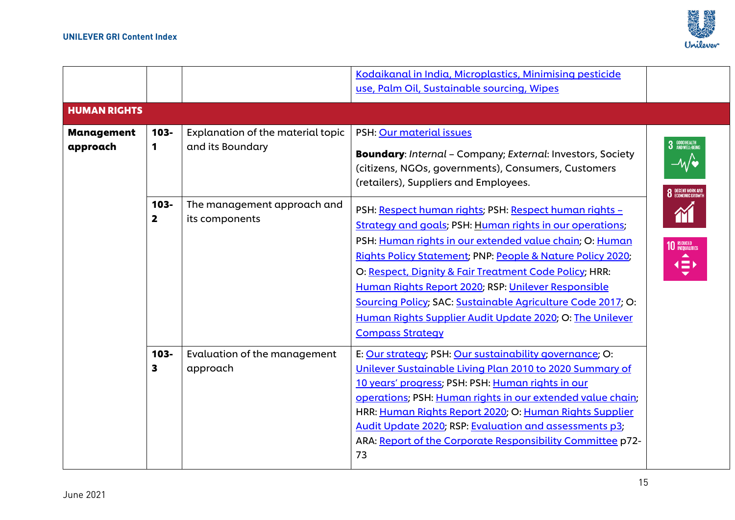| | | | | |
|---|---|---|---|---|
| | | | Kodaikanal in India, Microplastics, Minimising pesticide use, Palm Oil, Sustainable sourcing, Wipes | |
| **HUMAN RIGHTS** | | | | |
| **Management approach** | **103-1** | Explanation of the material topic and its Boundary | PSH: Our material issues<br><br>**Boundary**: *Internal* – Company; *External*: Investors, Society (citizens, NGOs, governments), Consumers, Customers (retailers), Suppliers and Employees. | 3 GOOD HEALTH AND WELL-BEING<br>8 DECENT WORK AND ECONOMIC GROWTH<br>10 REDUCED INEQUALITIES |
| | **103-2** | The management approach and its components | PSH: Respect human rights; PSH: Respect human rights – Strategy and goals; PSH: Human rights in our operations; PSH: Human rights in our extended value chain; O: Human Rights Policy Statement; PNP: People & Nature Policy 2020; O: Respect, Dignity & Fair Treatment Code Policy; HRR: Human Rights Report 2020; RSP: Unilever Responsible Sourcing Policy; SAC: Sustainable Agriculture Code 2017; O: Human Rights Supplier Audit Update 2020; O: The Unilever Compass Strategy | |
| | **103-3** | Evaluation of the management approach | E: Our strategy; PSH: Our sustainability governance; O: Unilever Sustainable Living Plan 2010 to 2020 Summary of 10 years' progress; PSH: PSH: Human rights in our operations; PSH: Human rights in our extended value chain; HRR: Human Rights Report 2020; O: Human Rights Supplier Audit Update 2020; RSP: Evaluation and assessments p3; ARA: Report of the Corporate Responsibility Committee p72-73 | |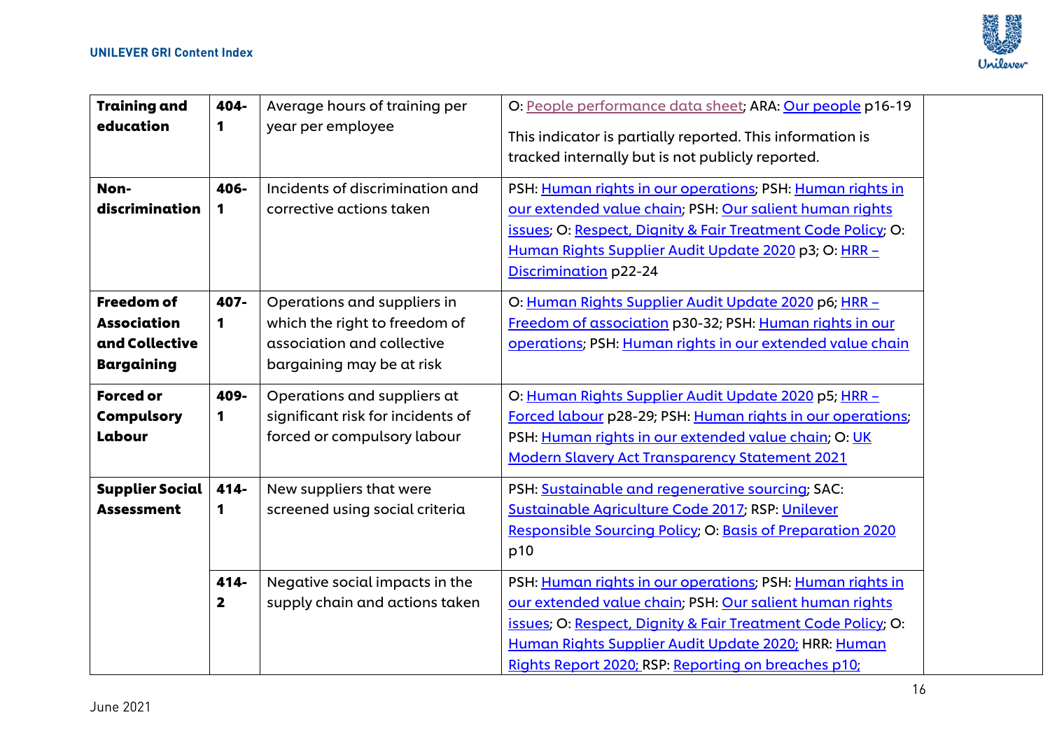| | | | | |
|---|---|---|---|---|
| **Training and education** | **404-1** | Average hours of training per year per employee | O: People performance data sheet; ARA: Our people p16-19<br><br>This indicator is partially reported. This information is tracked internally but is not publicly reported. | |
| **Non-discrimination** | **406-1** | Incidents of discrimination and corrective actions taken | PSH: Human rights in our operations; PSH: Human rights in our extended value chain; PSH: Our salient human rights issues; O: Respect, Dignity & Fair Treatment Code Policy; O: Human Rights Supplier Audit Update 2020 p3; O: HRR – Discrimination p22-24 | |
| **Freedom of Association and Collective Bargaining** | **407-1** | Operations and suppliers in which the right to freedom of association and collective bargaining may be at risk | O: Human Rights Supplier Audit Update 2020 p6; HRR – Freedom of association p30-32; PSH: Human rights in our operations; PSH: Human rights in our extended value chain | |
| **Forced or Compulsory Labour** | **409-1** | Operations and suppliers at significant risk for incidents of forced or compulsory labour | O: Human Rights Supplier Audit Update 2020 p5; HRR – Forced labour p28-29; PSH: Human rights in our operations; PSH: Human rights in our extended value chain; O: UK Modern Slavery Act Transparency Statement 2021 | |
| **Supplier Social Assessment** | **414-1** | New suppliers that were screened using social criteria | PSH: Sustainable and regenerative sourcing; SAC: Sustainable Agriculture Code 2017; RSP: Unilever Responsible Sourcing Policy; O: Basis of Preparation 2020 p10 | |
| | **414-2** | Negative social impacts in the supply chain and actions taken | PSH: Human rights in our operations; PSH: Human rights in our extended value chain; PSH: Our salient human rights issues; O: Respect, Dignity & Fair Treatment Code Policy; O: Human Rights Supplier Audit Update 2020; HRR: Human Rights Report 2020; RSP: Reporting on breaches p10; | |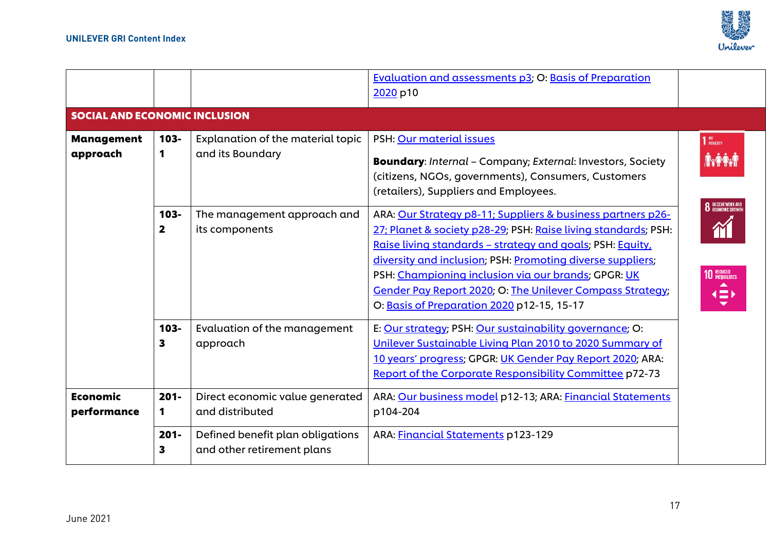| | | | | |
|---|---|---|---|---|
| | | | Evaluation and assessments p3; O: Basis of Preparation 2020 p10 | |
| **SOCIAL AND ECONOMIC INCLUSION** | | | | |
| **Management approach** | **103-1** | Explanation of the material topic and its Boundary | PSH: Our material issues<br><br>**Boundary**: *Internal* – Company; *External*: Investors, Society (citizens, NGOs, governments), Consumers, Customers (retailers), Suppliers and Employees. | 1 NO POVERTY<br>8 DECENT WORK AND ECONOMIC GROWTH<br>10 REDUCED INEQUALITIES |
| | **103-2** | The management approach and its components | ARA: Our Strategy p8-11; Suppliers & business partners p26-27; Planet & society p28-29; PSH: Raise living standards; PSH: Raise living standards – strategy and goals; PSH: Equity, diversity and inclusion; PSH: Promoting diverse suppliers; PSH: Championing inclusion via our brands; GPGR: UK Gender Pay Report 2020; O: The Unilever Compass Strategy; O: Basis of Preparation 2020 p12-15, 15-17 | |
| | **103-3** | Evaluation of the management approach | E: Our strategy; PSH: Our sustainability governance; O: Unilever Sustainable Living Plan 2010 to 2020 Summary of 10 years' progress; GPGR: UK Gender Pay Report 2020; ARA: Report of the Corporate Responsibility Committee p72-73 | |
| **Economic performance** | **201-1** | Direct economic value generated and distributed | ARA: Our business model p12-13; ARA: Financial Statements p104-204 | |
| | **201-3** | Defined benefit plan obligations and other retirement plans | ARA: Financial Statements p123-129 | |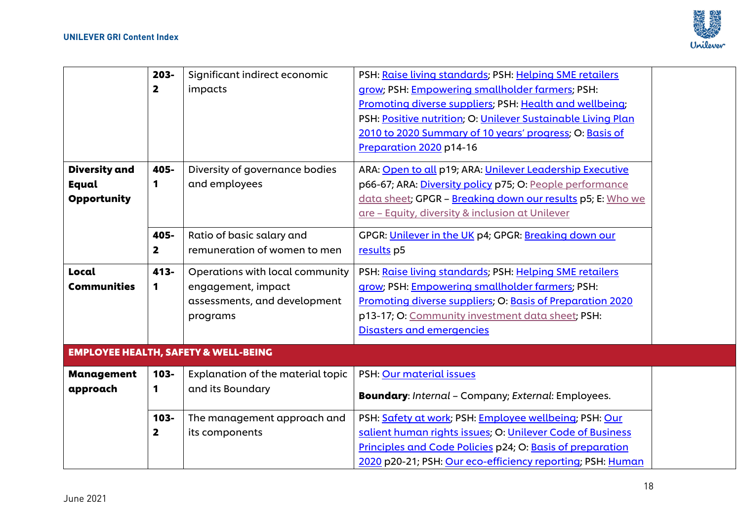| | | | | |
|---|---|---|---|---|
| | 203-2 | Significant indirect economic impacts | PSH: Raise living standards; PSH: Helping SME retailers grow; PSH: Empowering smallholder farmers; PSH: Promoting diverse suppliers; PSH: Health and wellbeing; PSH: Positive nutrition; O: Unilever Sustainable Living Plan 2010 to 2020 Summary of 10 years' progress; O: Basis of Preparation 2020 p14-16 | |
| **Diversity and Equal Opportunity** | 405-1 | Diversity of governance bodies and employees | ARA: Open to all p19; ARA: Unilever Leadership Executive p66-67; ARA: Diversity policy p75; O: People performance data sheet; GPGR – Breaking down our results p5; E: Who we are – Equity, diversity & inclusion at Unilever | |
| | 405-2 | Ratio of basic salary and remuneration of women to men | GPGR: Unilever in the UK p4; GPGR: Breaking down our results p5 | |
| **Local Communities** | 413-1 | Operations with local community engagement, impact assessments, and development programs | PSH: Raise living standards; PSH: Helping SME retailers grow; PSH: Empowering smallholder farmers; PSH: Promoting diverse suppliers; O: Basis of Preparation 2020 p13-17; O: Community investment data sheet; PSH: Disasters and emergencies | |
| **EMPLOYEE HEALTH, SAFETY & WELL-BEING** | | | | |
| **Management approach** | 103-1 | Explanation of the material topic and its Boundary | PSH: Our material issues<br><br>**Boundary**: *Internal* – Company; *External*: Employees. | |
| | 103-2 | The management approach and its components | PSH: Safety at work; PSH: Employee wellbeing; PSH: Our salient human rights issues; O: Unilever Code of Business Principles and Code Policies p24; O: Basis of preparation 2020 p20-21; PSH: Our eco-efficiency reporting; PSH: Human | |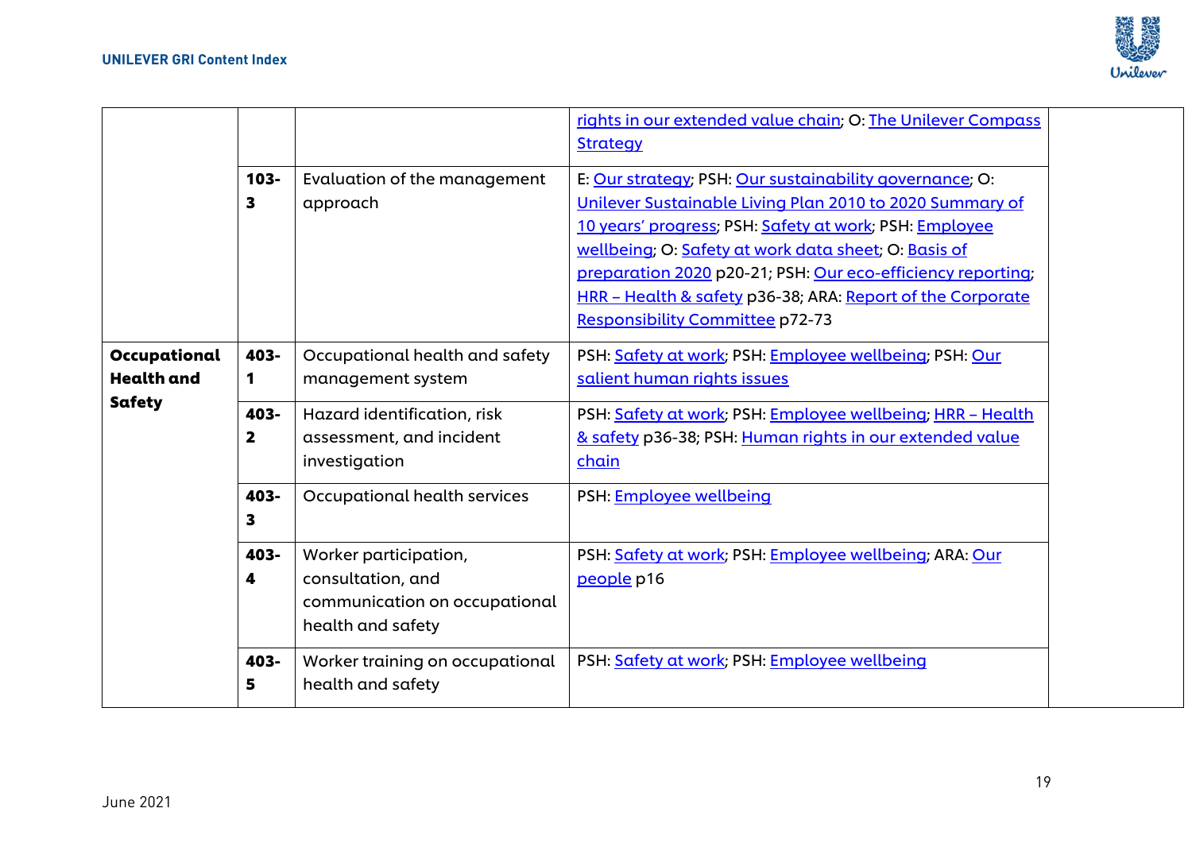| | | | | |
|---|---|---|---|---|
| | | | rights in our extended value chain; O: The Unilever Compass Strategy | |
| | 103-3 | Evaluation of the management approach | E: Our strategy; PSH: Our sustainability governance; O: Unilever Sustainable Living Plan 2010 to 2020 Summary of 10 years' progress; PSH: Safety at work; PSH: Employee wellbeing; O: Safety at work data sheet; O: Basis of preparation 2020 p20-21; PSH: Our eco-efficiency reporting; HRR – Health & safety p36-38; ARA: Report of the Corporate Responsibility Committee p72-73 | |
| **Occupational Health and Safety** | **403-1** | Occupational health and safety management system | PSH: Safety at work; PSH: Employee wellbeing; PSH: Our salient human rights issues | |
| | **403-2** | Hazard identification, risk assessment, and incident investigation | PSH: Safety at work; PSH: Employee wellbeing; HRR – Health & safety p36-38; PSH: Human rights in our extended value chain | |
| | **403-3** | Occupational health services | PSH: Employee wellbeing | |
| | **403-4** | Worker participation, consultation, and communication on occupational health and safety | PSH: Safety at work; PSH: Employee wellbeing; ARA: Our people p16 | |
| | **403-5** | Worker training on occupational health and safety | PSH: Safety at work; PSH: Employee wellbeing | |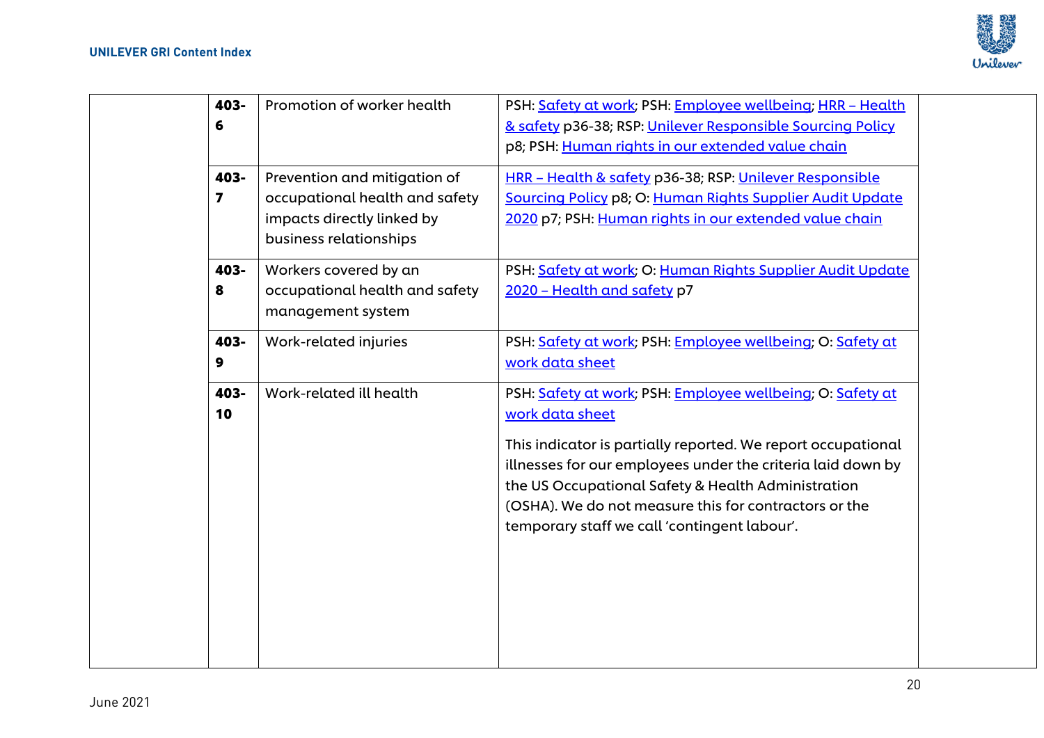| | | | | |
|---|---|---|---|---|
| | **403-6** | Promotion of worker health | PSH: Safety at work; PSH: Employee wellbeing; HRR – Health & safety p36-38; RSP: Unilever Responsible Sourcing Policy p8; PSH: Human rights in our extended value chain | |
| | **403-7** | Prevention and mitigation of occupational health and safety impacts directly linked by business relationships | HRR – Health & safety p36-38; RSP: Unilever Responsible Sourcing Policy p8; O: Human Rights Supplier Audit Update 2020 p7; PSH: Human rights in our extended value chain | |
| | **403-8** | Workers covered by an occupational health and safety management system | PSH: Safety at work; O: Human Rights Supplier Audit Update 2020 – Health and safety p7 | |
| | **403-9** | Work-related injuries | PSH: Safety at work; PSH: Employee wellbeing; O: Safety at work data sheet | |
| | **403-10** | Work-related ill health | PSH: Safety at work; PSH: Employee wellbeing; O: Safety at work data sheet<br><br>This indicator is partially reported. We report occupational illnesses for our employees under the criteria laid down by the US Occupational Safety & Health Administration (OSHA). We do not measure this for contractors or the temporary staff we call 'contingent labour'. | |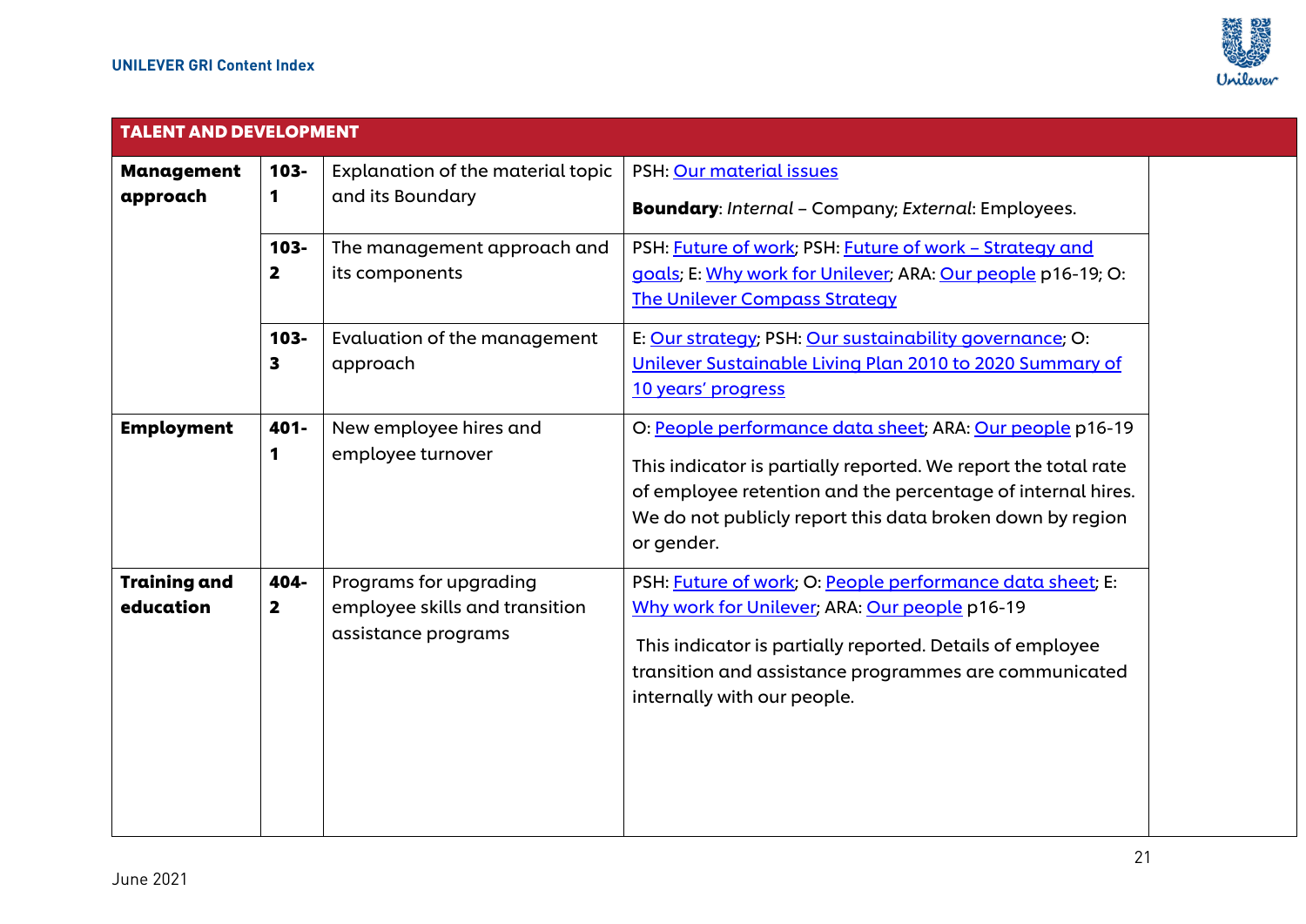| TALENT AND DEVELOPMENT | | | | |
|---|---|---|---|---|
| **Management approach** | **103-1** | Explanation of the material topic and its Boundary | PSH: Our material issues<br><br>**Boundary**: *Internal* – Company; *External*: Employees. | |
| | **103-2** | The management approach and its components | PSH: Future of work; PSH: Future of work – Strategy and goals; E: Why work for Unilever; ARA: Our people p16-19; O: The Unilever Compass Strategy | |
| | **103-3** | Evaluation of the management approach | E: Our strategy; PSH: Our sustainability governance; O: Unilever Sustainable Living Plan 2010 to 2020 Summary of 10 years' progress | |
| **Employment** | **401-1** | New employee hires and employee turnover | O: People performance data sheet; ARA: Our people p16-19<br><br>This indicator is partially reported. We report the total rate of employee retention and the percentage of internal hires. We do not publicly report this data broken down by region or gender. | |
| **Training and education** | **404-2** | Programs for upgrading employee skills and transition assistance programs | PSH: Future of work; O: People performance data sheet; E: Why work for Unilever; ARA: Our people p16-19<br><br>This indicator is partially reported. Details of employee transition and assistance programmes are communicated internally with our people. | |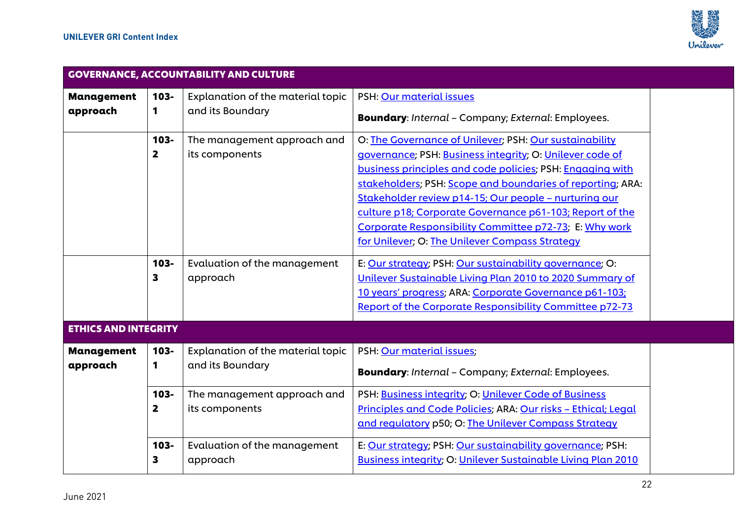| GOVERNANCE, ACCOUNTABILITY AND CULTURE | | | | |
|---|---|---|---|---|
| **Management approach** | **103-1** | Explanation of the material topic and its Boundary | PSH: Our material issues<br><br>**Boundary**: *Internal* – Company; *External*: Employees. | |
| | **103-2** | The management approach and its components | O: The Governance of Unilever; PSH: Our sustainability governance; PSH: Business integrity; O: Unilever code of business principles and code policies; PSH: Engaging with stakeholders; PSH: Scope and boundaries of reporting; ARA: Stakeholder review p14-15; Our people – nurturing our culture p18; Corporate Governance p61-103; Report of the Corporate Responsibility Committee p72-73; E: Why work for Unilever; O: The Unilever Compass Strategy | |
| | **103-3** | Evaluation of the management approach | E: Our strategy; PSH: Our sustainability governance; O: Unilever Sustainable Living Plan 2010 to 2020 Summary of 10 years' progress; ARA: Corporate Governance p61-103; Report of the Corporate Responsibility Committee p72-73 | |
| **ETHICS AND INTEGRITY** | | | | |
| **Management approach** | **103-1** | Explanation of the material topic and its Boundary | PSH: Our material issues;<br><br>**Boundary**: *Internal* – Company; *External*: Employees. | |
| | **103-2** | The management approach and its components | PSH: Business integrity; O: Unilever Code of Business Principles and Code Policies; ARA: Our risks – Ethical; Legal and regulatory p50; O: The Unilever Compass Strategy | |
| | **103-3** | Evaluation of the management approach | E: Our strategy; PSH: Our sustainability governance; PSH: Business integrity; O: Unilever Sustainable Living Plan 2010 | |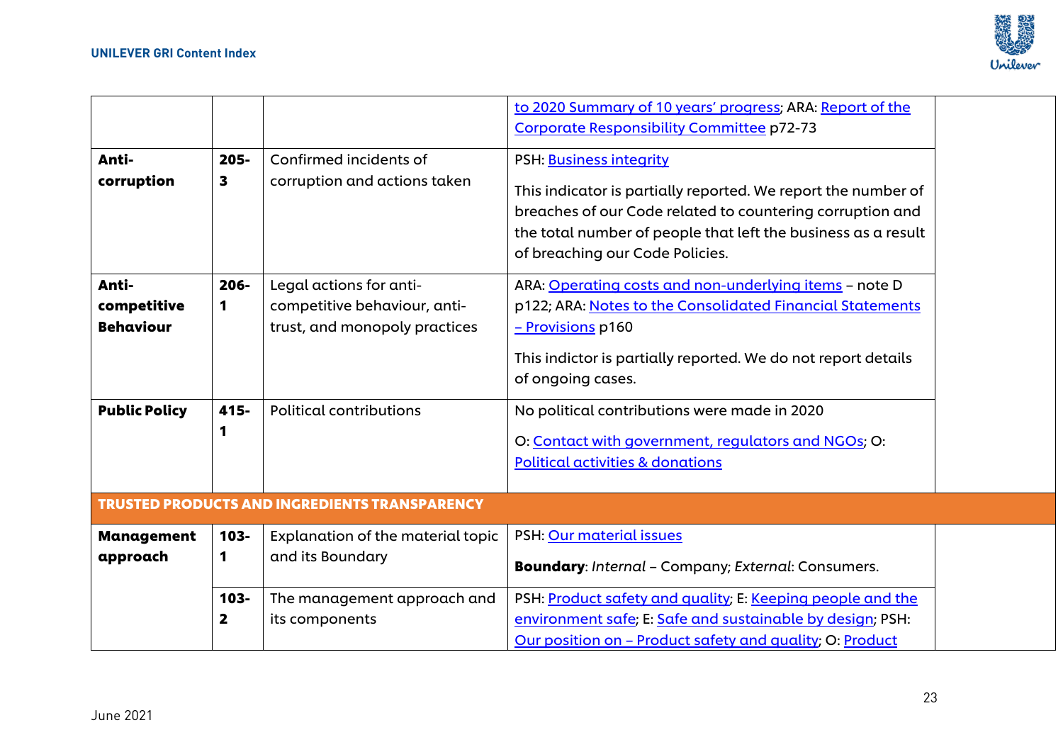| | | | | |
|---|---|---|---|---|
| | | | to 2020 Summary of 10 years' progress; ARA: Report of the Corporate Responsibility Committee p72-73 | |
| **Anti-corruption** | **205-3** | Confirmed incidents of corruption and actions taken | PSH: Business integrity<br><br>This indicator is partially reported. We report the number of breaches of our Code related to countering corruption and the total number of people that left the business as a result of breaching our Code Policies. | |
| **Anti-competitive Behaviour** | **206-1** | Legal actions for anti-competitive behaviour, anti-trust, and monopoly practices | ARA: Operating costs and non-underlying items – note D p122; ARA: Notes to the Consolidated Financial Statements – Provisions p160<br><br>This indictor is partially reported. We do not report details of ongoing cases. | |
| **Public Policy** | **415-1** | Political contributions | No political contributions were made in 2020<br><br>O: Contact with government, regulators and NGOs; O: Political activities & donations | |
| **TRUSTED PRODUCTS AND INGREDIENTS TRANSPARENCY** | | | | |
| **Management approach** | **103-1** | Explanation of the material topic and its Boundary | PSH: Our material issues<br><br>**Boundary**: *Internal* – Company; *External*: Consumers. | |
| | **103-2** | The management approach and its components | PSH: Product safety and quality; E: Keeping people and the environment safe; E: Safe and sustainable by design; PSH: Our position on – Product safety and quality; O: Product | |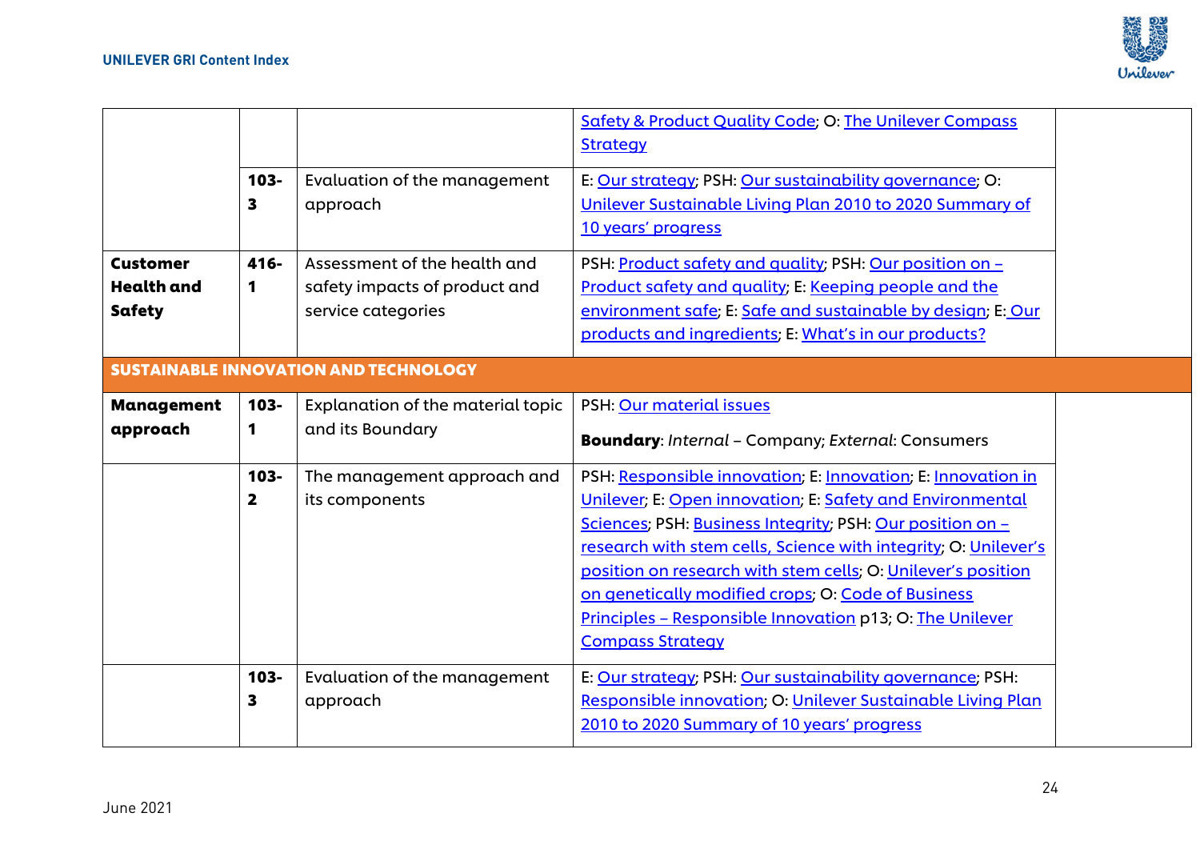| | | | | |
|---|---|---|---|---|
| | | | Safety & Product Quality Code; O: The Unilever Compass Strategy | |
| | 103-3 | Evaluation of the management approach | E: Our strategy; PSH: Our sustainability governance; O: Unilever Sustainable Living Plan 2010 to 2020 Summary of 10 years' progress | |
| **Customer Health and Safety** | 416-1 | Assessment of the health and safety impacts of product and service categories | PSH: Product safety and quality; PSH: Our position on – Product safety and quality; E: Keeping people and the environment safe; E: Safe and sustainable by design; E: Our products and ingredients; E: What's in our products? | |
| **SUSTAINABLE INNOVATION AND TECHNOLOGY** | | | | |
| **Management approach** | 103-1 | Explanation of the material topic and its Boundary | PSH: Our material issues<br><br>**Boundary**: *Internal* – Company; *External*: Consumers | |
| | 103-2 | The management approach and its components | PSH: Responsible innovation; E: Innovation; E: Innovation in Unilever; E: Open innovation; E: Safety and Environmental Sciences; PSH: Business Integrity; PSH: Our position on – research with stem cells, Science with integrity; O: Unilever's position on research with stem cells; O: Unilever's position on genetically modified crops; O: Code of Business Principles – Responsible Innovation p13; O: The Unilever Compass Strategy | |
| | 103-3 | Evaluation of the management approach | E: Our strategy; PSH: Our sustainability governance; PSH: Responsible innovation; O: Unilever Sustainable Living Plan 2010 to 2020 Summary of 10 years' progress | |

June 2021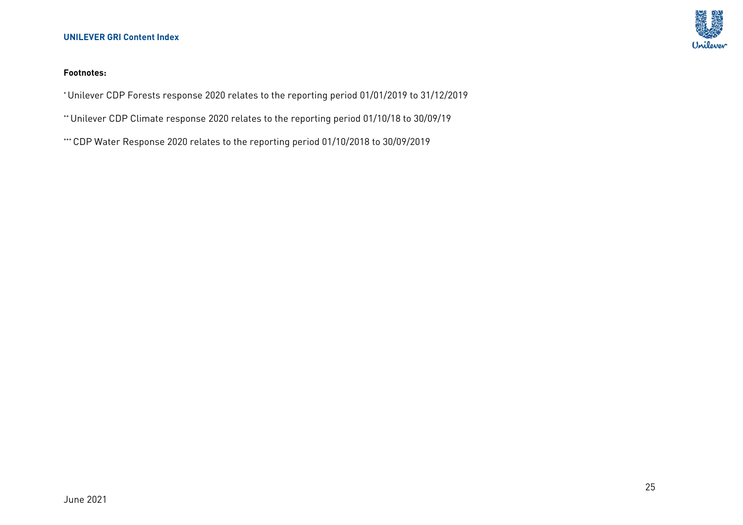**Footnotes:**

* Unilever CDP Forests response 2020 relates to the reporting period 01/01/2019 to 31/12/2019

** Unilever CDP Climate response 2020 relates to the reporting period 01/10/18 to 30/09/19

*** CDP Water Response 2020 relates to the reporting period 01/10/2018 to 30/09/2019